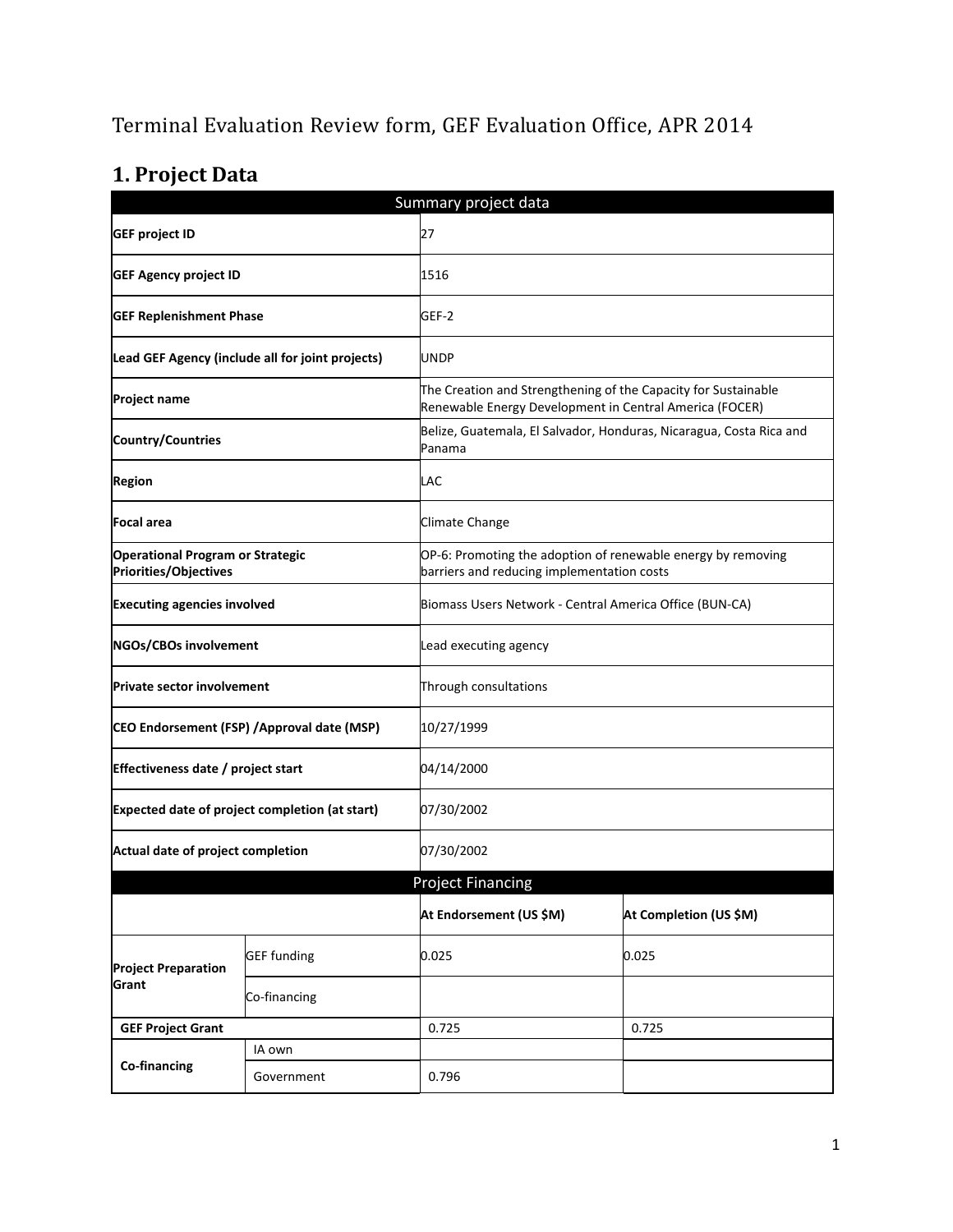# Terminal Evaluation Review form, GEF Evaluation Office, APR 2014

## 1. Project Data

| Summary project data | | | |
|---|---|---|---|
| **GEF project ID** | | 27 | |
| **GEF Agency project ID** | | 1516 | |
| **GEF Replenishment Phase** | | GEF-2 | |
| **Lead GEF Agency (include all for joint projects)** | | UNDP | |
| **Project name** | | The Creation and Strengthening of the Capacity for Sustainable Renewable Energy Development in Central America (FOCER) | |
| **Country/Countries** | | Belize, Guatemala, El Salvador, Honduras, Nicaragua, Costa Rica and Panama | |
| **Region** | | LAC | |
| **Focal area** | | Climate Change | |
| **Operational Program or Strategic Priorities/Objectives** | | OP-6: Promoting the adoption of renewable energy by removing barriers and reducing implementation costs | |
| **Executing agencies involved** | | Biomass Users Network - Central America Office (BUN-CA) | |
| **NGOs/CBOs involvement** | | Lead executing agency | |
| **Private sector involvement** | | Through consultations | |
| **CEO Endorsement (FSP) /Approval date (MSP)** | | 10/27/1999 | |
| **Effectiveness date / project start** | | 04/14/2000 | |
| **Expected date of project completion (at start)** | | 07/30/2002 | |
| **Actual date of project completion** | | 07/30/2002 | |
| **Project Financing** | | | |
| | | **At Endorsement (US $M)** | **At Completion (US $M)** |
| **Project Preparation Grant** | GEF funding | 0.025 | 0.025 |
| | Co-financing | | |
| **GEF Project Grant** | | 0.725 | 0.725 |
| **Co-financing** | IA own | | |
| | Government | 0.796 | |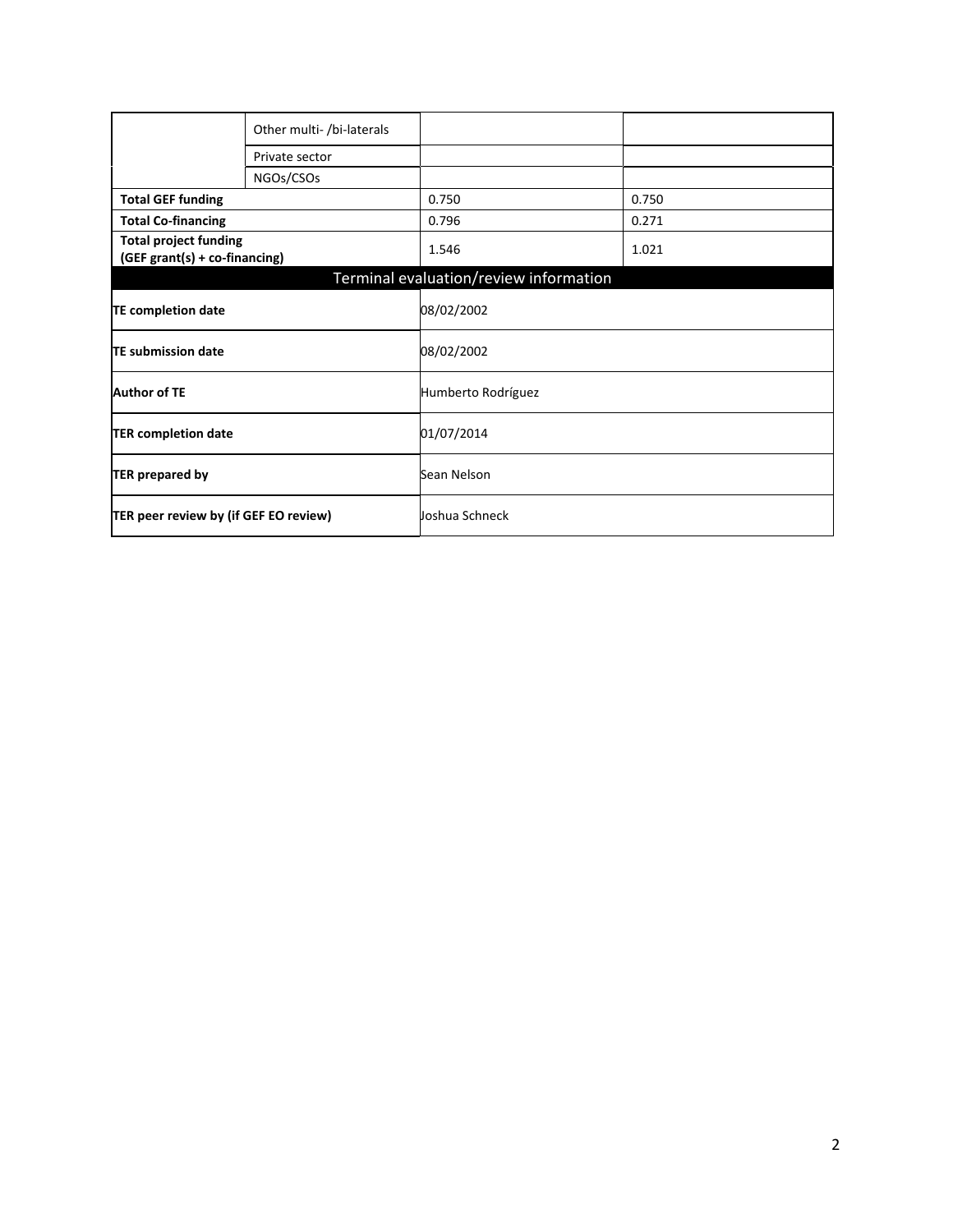| | | | |
|---|---|---|---|
| | Other multi- /bi-laterals | | |
| | Private sector | | |
| | NGOs/CSOs | | |
| **Total GEF funding** | | 0.750 | 0.750 |
| **Total Co-financing** | | 0.796 | 0.271 |
| **Total project funding (GEF grant(s) + co-financing)** | | 1.546 | 1.021 |

| Terminal evaluation/review information | |
|---|---|
| **TE completion date** | 08/02/2002 |
| **TE submission date** | 08/02/2002 |
| **Author of TE** | Humberto Rodríguez |
| **TER completion date** | 01/07/2014 |
| **TER prepared by** | Sean Nelson |
| **TER peer review by (if GEF EO review)** | Joshua Schneck |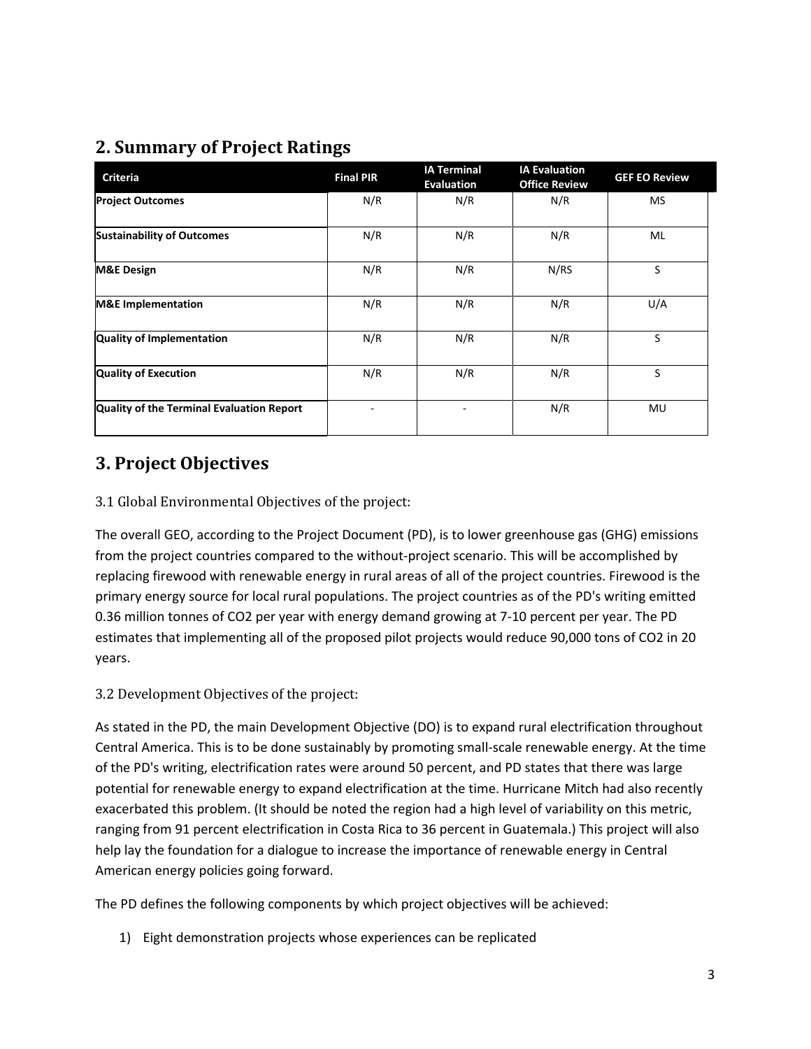## 2. Summary of Project Ratings

| Criteria | Final PIR | IA Terminal Evaluation | IA Evaluation Office Review | GEF EO Review |
|---|---|---|---|---|
| **Project Outcomes** | N/R | N/R | N/R | MS |
| **Sustainability of Outcomes** | N/R | N/R | N/R | ML |
| **M&E Design** | N/R | N/R | N/RS | S |
| **M&E Implementation** | N/R | N/R | N/R | U/A |
| **Quality of Implementation** | N/R | N/R | N/R | S |
| **Quality of Execution** | N/R | N/R | N/R | S |
| **Quality of the Terminal Evaluation Report** | - | - | N/R | MU |

## 3. Project Objectives

### 3.1 Global Environmental Objectives of the project:

The overall GEO, according to the Project Document (PD), is to lower greenhouse gas (GHG) emissions from the project countries compared to the without-project scenario. This will be accomplished by replacing firewood with renewable energy in rural areas of all of the project countries. Firewood is the primary energy source for local rural populations. The project countries as of the PD's writing emitted 0.36 million tonnes of $CO_2$ per year with energy demand growing at 7-10 percent per year. The PD estimates that implementing all of the proposed pilot projects would reduce 90,000 tons of $CO_2$ in 20 years.

### 3.2 Development Objectives of the project:

As stated in the PD, the main Development Objective (DO) is to expand rural electrification throughout Central America. This is to be done sustainably by promoting small-scale renewable energy. At the time of the PD's writing, electrification rates were around 50 percent, and PD states that there was large potential for renewable energy to expand electrification at the time. Hurricane Mitch had also recently exacerbated this problem. (It should be noted the region had a high level of variability on this metric, ranging from 91 percent electrification in Costa Rica to 36 percent in Guatemala.) This project will also help lay the foundation for a dialogue to increase the importance of renewable energy in Central American energy policies going forward.

The PD defines the following components by which project objectives will be achieved:

1) Eight demonstration projects whose experiences can be replicated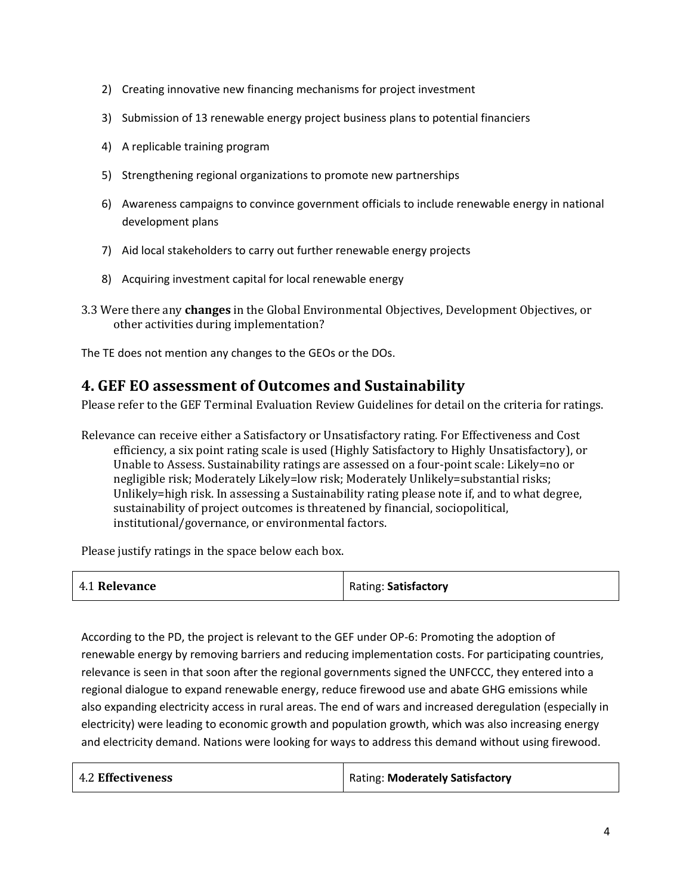2) Creating innovative new financing mechanisms for project investment
3) Submission of 13 renewable energy project business plans to potential financiers
4) A replicable training program
5) Strengthening regional organizations to promote new partnerships
6) Awareness campaigns to convince government officials to include renewable energy in national development plans
7) Aid local stakeholders to carry out further renewable energy projects
8) Acquiring investment capital for local renewable energy

3.3 Were there any **changes** in the Global Environmental Objectives, Development Objectives, or other activities during implementation?

The TE does not mention any changes to the GEOs or the DOs.

## 4. GEF EO assessment of Outcomes and Sustainability

Please refer to the GEF Terminal Evaluation Review Guidelines for detail on the criteria for ratings.

Relevance can receive either a Satisfactory or Unsatisfactory rating. For Effectiveness and Cost efficiency, a six point rating scale is used (Highly Satisfactory to Highly Unsatisfactory), or Unable to Assess. Sustainability ratings are assessed on a four-point scale: Likely=no or negligible risk; Moderately Likely=low risk; Moderately Unlikely=substantial risks; Unlikely=high risk. In assessing a Sustainability rating please note if, and to what degree, sustainability of project outcomes is threatened by financial, sociopolitical, institutional/governance, or environmental factors.

Please justify ratings in the space below each box.

| 4.1 **Relevance** | Rating: **Satisfactory** |
|---|---|

According to the PD, the project is relevant to the GEF under OP-6: Promoting the adoption of renewable energy by removing barriers and reducing implementation costs. For participating countries, relevance is seen in that soon after the regional governments signed the UNFCCC, they entered into a regional dialogue to expand renewable energy, reduce firewood use and abate GHG emissions while also expanding electricity access in rural areas. The end of wars and increased deregulation (especially in electricity) were leading to economic growth and population growth, which was also increasing energy and electricity demand. Nations were looking for ways to address this demand without using firewood.

| 4.2 **Effectiveness** | Rating: **Moderately Satisfactory** |
|---|---|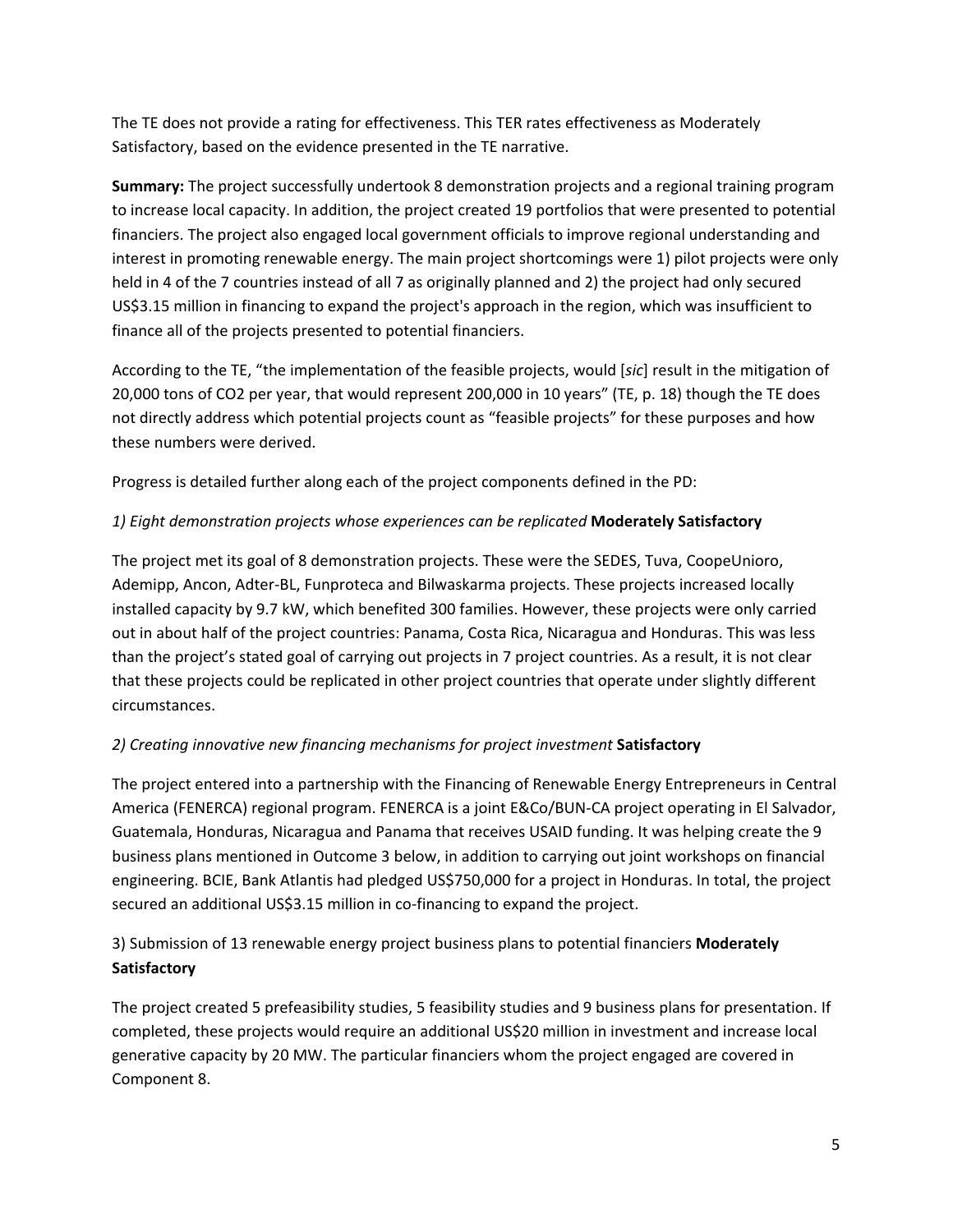The TE does not provide a rating for effectiveness. This TER rates effectiveness as Moderately Satisfactory, based on the evidence presented in the TE narrative.

**Summary:** The project successfully undertook 8 demonstration projects and a regional training program to increase local capacity. In addition, the project created 19 portfolios that were presented to potential financiers. The project also engaged local government officials to improve regional understanding and interest in promoting renewable energy. The main project shortcomings were 1) pilot projects were only held in 4 of the 7 countries instead of all 7 as originally planned and 2) the project had only secured US$3.15 million in financing to expand the project's approach in the region, which was insufficient to finance all of the projects presented to potential financiers.

According to the TE, "the implementation of the feasible projects, would [*sic*] result in the mitigation of 20,000 tons of $CO_2$ per year, that would represent 200,000 in 10 years" (TE, p. 18) though the TE does not directly address which potential projects count as "feasible projects" for these purposes and how these numbers were derived.

Progress is detailed further along each of the project components defined in the PD:

*1) Eight demonstration projects whose experiences can be replicated* **Moderately Satisfactory**

The project met its goal of 8 demonstration projects. These were the SEDES, Tuva, CoopeUnioro, Ademipp, Ancon, Adter-BL, Funproteca and Bilwaskarma projects. These projects increased locally installed capacity by 9.7 kW, which benefited 300 families. However, these projects were only carried out in about half of the project countries: Panama, Costa Rica, Nicaragua and Honduras. This was less than the project's stated goal of carrying out projects in 7 project countries. As a result, it is not clear that these projects could be replicated in other project countries that operate under slightly different circumstances.

*2) Creating innovative new financing mechanisms for project investment* **Satisfactory**

The project entered into a partnership with the Financing of Renewable Energy Entrepreneurs in Central America (FENERCA) regional program. FENERCA is a joint E&Co/BUN-CA project operating in El Salvador, Guatemala, Honduras, Nicaragua and Panama that receives USAID funding. It was helping create the 9 business plans mentioned in Outcome 3 below, in addition to carrying out joint workshops on financial engineering. BCIE, Bank Atlantis had pledged US$750,000 for a project in Honduras. In total, the project secured an additional US$3.15 million in co-financing to expand the project.

3) Submission of 13 renewable energy project business plans to potential financiers **Moderately Satisfactory**

The project created 5 prefeasibility studies, 5 feasibility studies and 9 business plans for presentation. If completed, these projects would require an additional US$20 million in investment and increase local generative capacity by 20 MW. The particular financiers whom the project engaged are covered in Component 8.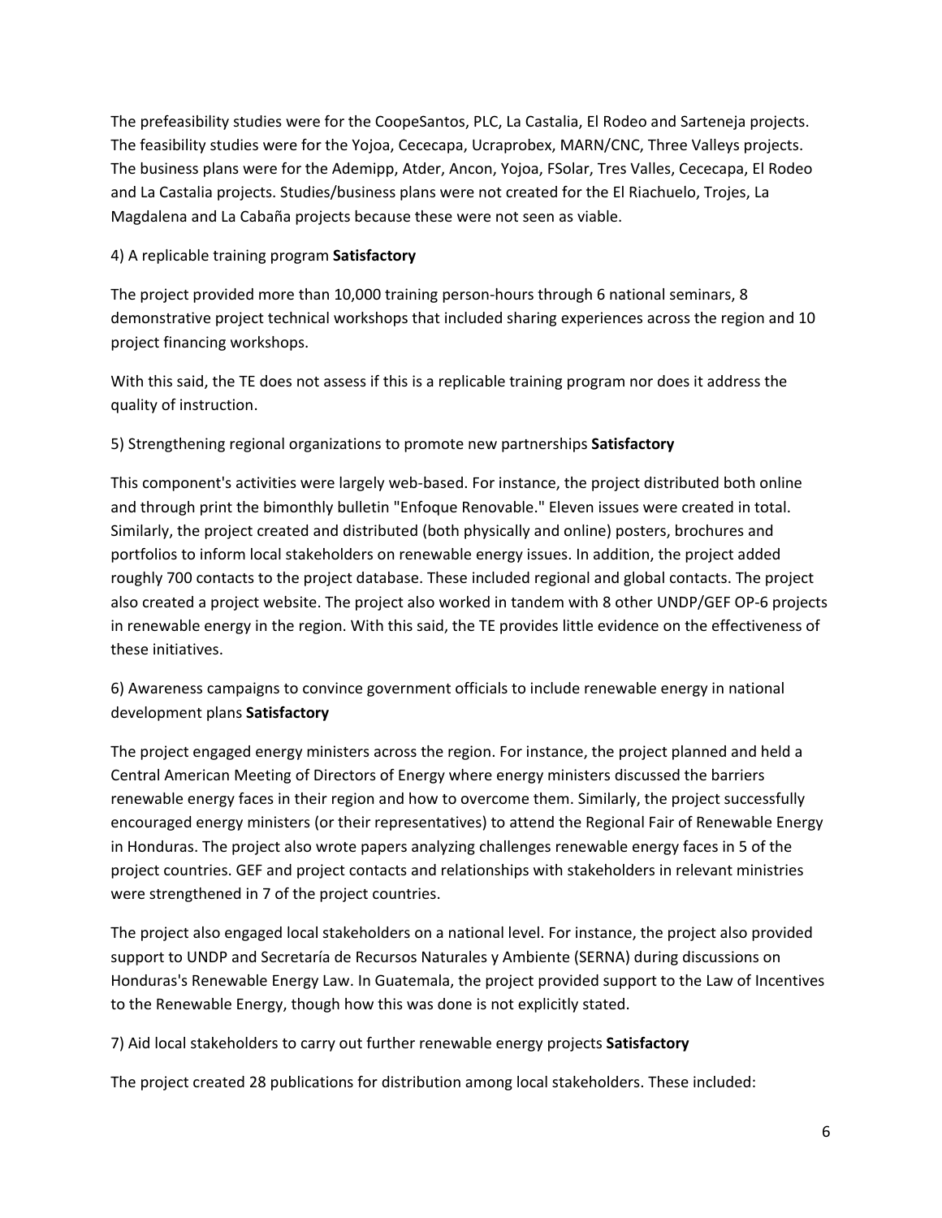The prefeasibility studies were for the CoopeSantos, PLC, La Castalia, El Rodeo and Sarteneja projects. The feasibility studies were for the Yojoa, Cececapa, Ucraprobex, MARN/CNC, Three Valleys projects. The business plans were for the Ademipp, Atder, Ancon, Yojoa, FSolar, Tres Valles, Cececapa, El Rodeo and La Castalia projects. Studies/business plans were not created for the El Riachuelo, Trojes, La Magdalena and La Cabaña projects because these were not seen as viable.

4) A replicable training program **Satisfactory**

The project provided more than 10,000 training person-hours through 6 national seminars, 8 demonstrative project technical workshops that included sharing experiences across the region and 10 project financing workshops.

With this said, the TE does not assess if this is a replicable training program nor does it address the quality of instruction.

5) Strengthening regional organizations to promote new partnerships **Satisfactory**

This component's activities were largely web-based. For instance, the project distributed both online and through print the bimonthly bulletin "Enfoque Renovable." Eleven issues were created in total. Similarly, the project created and distributed (both physically and online) posters, brochures and portfolios to inform local stakeholders on renewable energy issues. In addition, the project added roughly 700 contacts to the project database. These included regional and global contacts. The project also created a project website. The project also worked in tandem with 8 other UNDP/GEF OP-6 projects in renewable energy in the region. With this said, the TE provides little evidence on the effectiveness of these initiatives.

6) Awareness campaigns to convince government officials to include renewable energy in national development plans **Satisfactory**

The project engaged energy ministers across the region. For instance, the project planned and held a Central American Meeting of Directors of Energy where energy ministers discussed the barriers renewable energy faces in their region and how to overcome them. Similarly, the project successfully encouraged energy ministers (or their representatives) to attend the Regional Fair of Renewable Energy in Honduras. The project also wrote papers analyzing challenges renewable energy faces in 5 of the project countries. GEF and project contacts and relationships with stakeholders in relevant ministries were strengthened in 7 of the project countries.

The project also engaged local stakeholders on a national level. For instance, the project also provided support to UNDP and Secretaría de Recursos Naturales y Ambiente (SERNA) during discussions on Honduras's Renewable Energy Law. In Guatemala, the project provided support to the Law of Incentives to the Renewable Energy, though how this was done is not explicitly stated.

7) Aid local stakeholders to carry out further renewable energy projects **Satisfactory**

The project created 28 publications for distribution among local stakeholders. These included: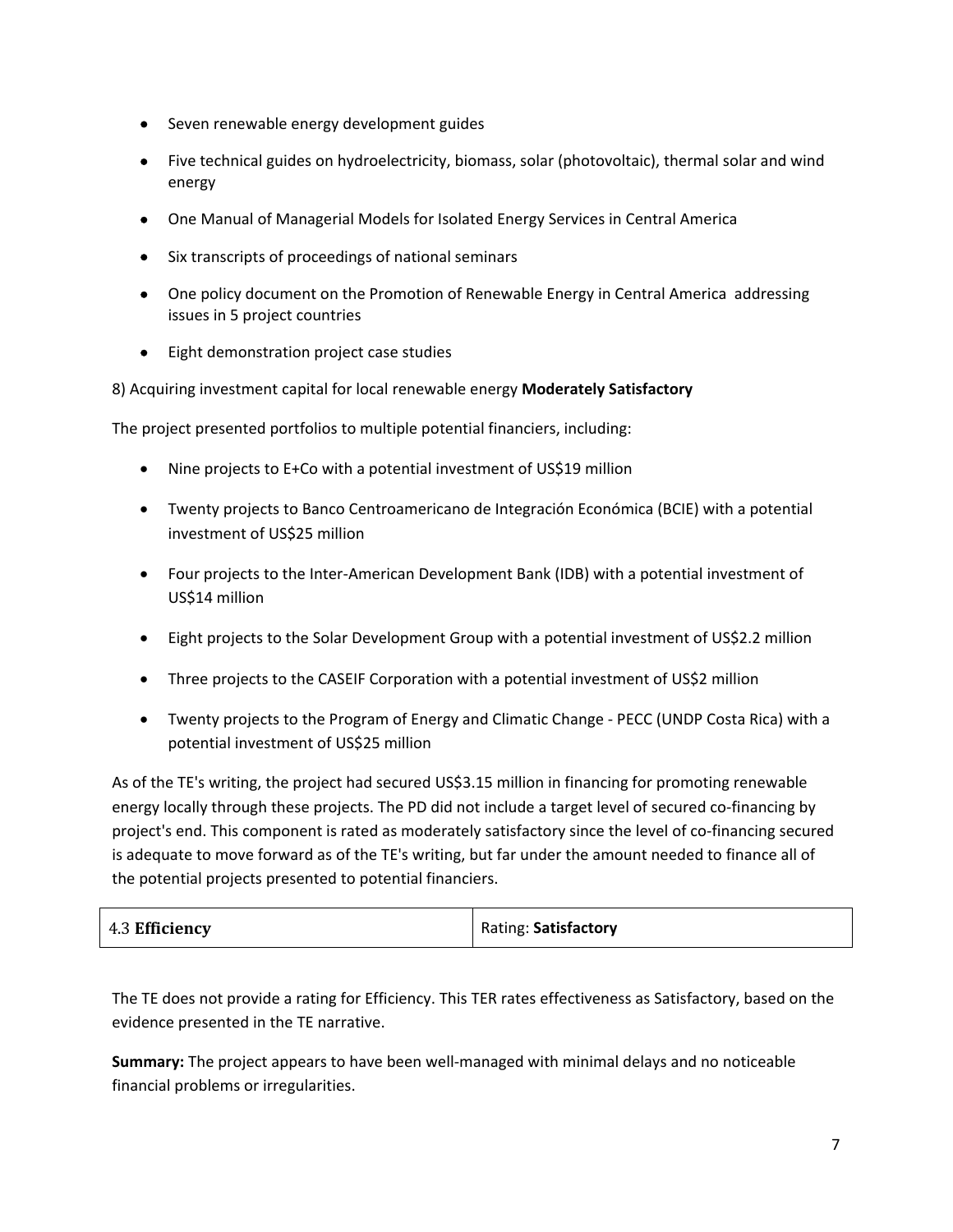- Seven renewable energy development guides
- Five technical guides on hydroelectricity, biomass, solar (photovoltaic), thermal solar and wind energy
- One Manual of Managerial Models for Isolated Energy Services in Central America
- Six transcripts of proceedings of national seminars
- One policy document on the Promotion of Renewable Energy in Central America addressing issues in 5 project countries
- Eight demonstration project case studies

8) Acquiring investment capital for local renewable energy **Moderately Satisfactory**

The project presented portfolios to multiple potential financiers, including:

- Nine projects to E+Co with a potential investment of US$19 million
- Twenty projects to Banco Centroamericano de Integración Económica (BCIE) with a potential investment of US$25 million
- Four projects to the Inter-American Development Bank (IDB) with a potential investment of US$14 million
- Eight projects to the Solar Development Group with a potential investment of US$2.2 million
- Three projects to the CASEIF Corporation with a potential investment of US$2 million
- Twenty projects to the Program of Energy and Climatic Change - PECC (UNDP Costa Rica) with a potential investment of US$25 million

As of the TE's writing, the project had secured US$3.15 million in financing for promoting renewable energy locally through these projects. The PD did not include a target level of secured co-financing by project's end. This component is rated as moderately satisfactory since the level of co-financing secured is adequate to move forward as of the TE's writing, but far under the amount needed to finance all of the potential projects presented to potential financiers.

| 4.3 **Efficiency** | Rating: **Satisfactory** |
|---|---|

The TE does not provide a rating for Efficiency. This TER rates effectiveness as Satisfactory, based on the evidence presented in the TE narrative.

**Summary:** The project appears to have been well-managed with minimal delays and no noticeable financial problems or irregularities.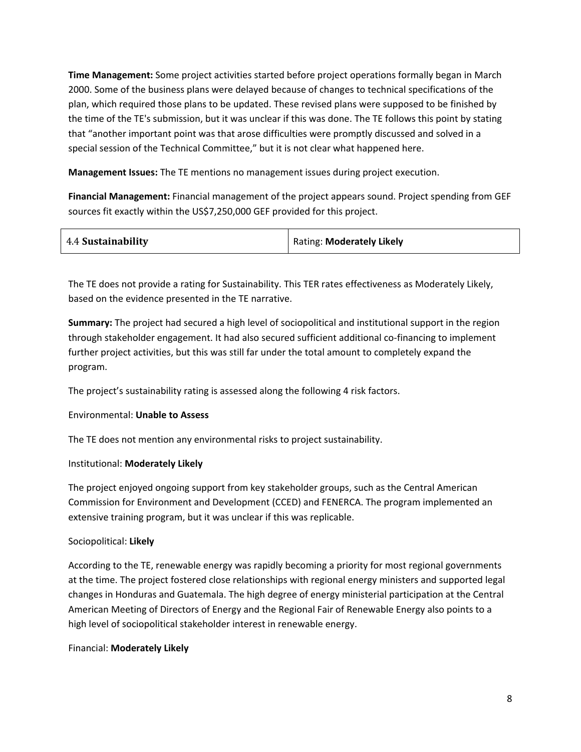**Time Management:** Some project activities started before project operations formally began in March 2000. Some of the business plans were delayed because of changes to technical specifications of the plan, which required those plans to be updated. These revised plans were supposed to be finished by the time of the TE's submission, but it was unclear if this was done. The TE follows this point by stating that "another important point was that arose difficulties were promptly discussed and solved in a special session of the Technical Committee," but it is not clear what happened here.

**Management Issues:** The TE mentions no management issues during project execution.

**Financial Management:** Financial management of the project appears sound. Project spending from GEF sources fit exactly within the US$7,250,000 GEF provided for this project.

| 4.4 **Sustainability** | Rating: **Moderately Likely** |
|---|---|

The TE does not provide a rating for Sustainability. This TER rates effectiveness as Moderately Likely, based on the evidence presented in the TE narrative.

**Summary:** The project had secured a high level of sociopolitical and institutional support in the region through stakeholder engagement. It had also secured sufficient additional co-financing to implement further project activities, but this was still far under the total amount to completely expand the program.

The project's sustainability rating is assessed along the following 4 risk factors.

Environmental: **Unable to Assess**

The TE does not mention any environmental risks to project sustainability.

Institutional: **Moderately Likely**

The project enjoyed ongoing support from key stakeholder groups, such as the Central American Commission for Environment and Development (CCED) and FENERCA. The program implemented an extensive training program, but it was unclear if this was replicable.

Sociopolitical: **Likely**

According to the TE, renewable energy was rapidly becoming a priority for most regional governments at the time. The project fostered close relationships with regional energy ministers and supported legal changes in Honduras and Guatemala. The high degree of energy ministerial participation at the Central American Meeting of Directors of Energy and the Regional Fair of Renewable Energy also points to a high level of sociopolitical stakeholder interest in renewable energy.

Financial: **Moderately Likely**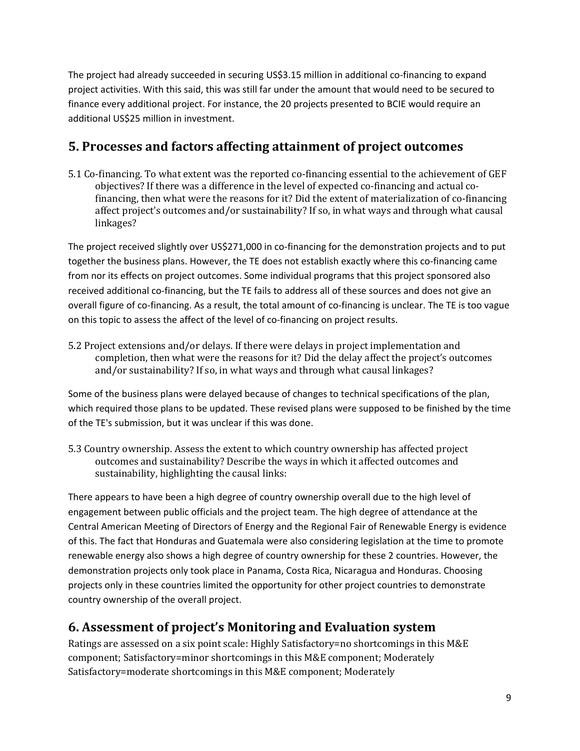The project had already succeeded in securing US$3.15 million in additional co-financing to expand project activities. With this said, this was still far under the amount that would need to be secured to finance every additional project. For instance, the 20 projects presented to BCIE would require an additional US$25 million in investment.

## 5. Processes and factors affecting attainment of project outcomes

5.1 Co-financing. To what extent was the reported co-financing essential to the achievement of GEF objectives? If there was a difference in the level of expected co-financing and actual co-financing, then what were the reasons for it? Did the extent of materialization of co-financing affect project's outcomes and/or sustainability? If so, in what ways and through what causal linkages?

The project received slightly over US$271,000 in co-financing for the demonstration projects and to put together the business plans. However, the TE does not establish exactly where this co-financing came from nor its effects on project outcomes. Some individual programs that this project sponsored also received additional co-financing, but the TE fails to address all of these sources and does not give an overall figure of co-financing. As a result, the total amount of co-financing is unclear. The TE is too vague on this topic to assess the affect of the level of co-financing on project results.

5.2 Project extensions and/or delays. If there were delays in project implementation and completion, then what were the reasons for it? Did the delay affect the project's outcomes and/or sustainability? If so, in what ways and through what causal linkages?

Some of the business plans were delayed because of changes to technical specifications of the plan, which required those plans to be updated. These revised plans were supposed to be finished by the time of the TE's submission, but it was unclear if this was done.

5.3 Country ownership. Assess the extent to which country ownership has affected project outcomes and sustainability? Describe the ways in which it affected outcomes and sustainability, highlighting the causal links:

There appears to have been a high degree of country ownership overall due to the high level of engagement between public officials and the project team. The high degree of attendance at the Central American Meeting of Directors of Energy and the Regional Fair of Renewable Energy is evidence of this. The fact that Honduras and Guatemala were also considering legislation at the time to promote renewable energy also shows a high degree of country ownership for these 2 countries. However, the demonstration projects only took place in Panama, Costa Rica, Nicaragua and Honduras. Choosing projects only in these countries limited the opportunity for other project countries to demonstrate country ownership of the overall project.

## 6. Assessment of project's Monitoring and Evaluation system

Ratings are assessed on a six point scale: Highly Satisfactory=no shortcomings in this M&E component; Satisfactory=minor shortcomings in this M&E component; Moderately Satisfactory=moderate shortcomings in this M&E component; Moderately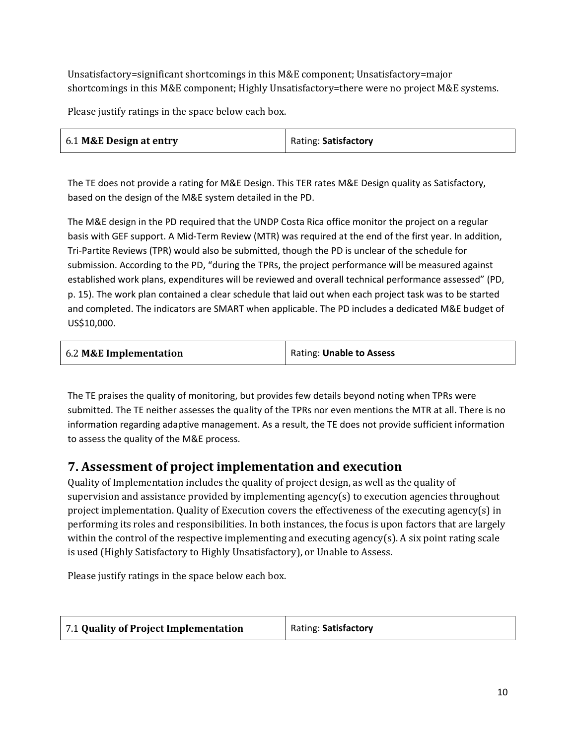Unsatisfactory=significant shortcomings in this M&E component; Unsatisfactory=major shortcomings in this M&E component; Highly Unsatisfactory=there were no project M&E systems.

Please justify ratings in the space below each box.

| 6.1 **M&E Design at entry** | Rating: **Satisfactory** |
|---|---|

The TE does not provide a rating for M&E Design. This TER rates M&E Design quality as Satisfactory, based on the design of the M&E system detailed in the PD.

The M&E design in the PD required that the UNDP Costa Rica office monitor the project on a regular basis with GEF support. A Mid-Term Review (MTR) was required at the end of the first year. In addition, Tri-Partite Reviews (TPR) would also be submitted, though the PD is unclear of the schedule for submission. According to the PD, "during the TPRs, the project performance will be measured against established work plans, expenditures will be reviewed and overall technical performance assessed" (PD, p. 15). The work plan contained a clear schedule that laid out when each project task was to be started and completed. The indicators are SMART when applicable. The PD includes a dedicated M&E budget of US$10,000.

| 6.2 **M&E Implementation** | Rating: **Unable to Assess** |
|---|---|

The TE praises the quality of monitoring, but provides few details beyond noting when TPRs were submitted. The TE neither assesses the quality of the TPRs nor even mentions the MTR at all. There is no information regarding adaptive management. As a result, the TE does not provide sufficient information to assess the quality of the M&E process.

## 7. Assessment of project implementation and execution

Quality of Implementation includes the quality of project design, as well as the quality of supervision and assistance provided by implementing agency(s) to execution agencies throughout project implementation. Quality of Execution covers the effectiveness of the executing agency(s) in performing its roles and responsibilities. In both instances, the focus is upon factors that are largely within the control of the respective implementing and executing agency(s). A six point rating scale is used (Highly Satisfactory to Highly Unsatisfactory), or Unable to Assess.

Please justify ratings in the space below each box.

| 7.1 **Quality of Project Implementation** | Rating: **Satisfactory** |
|---|---|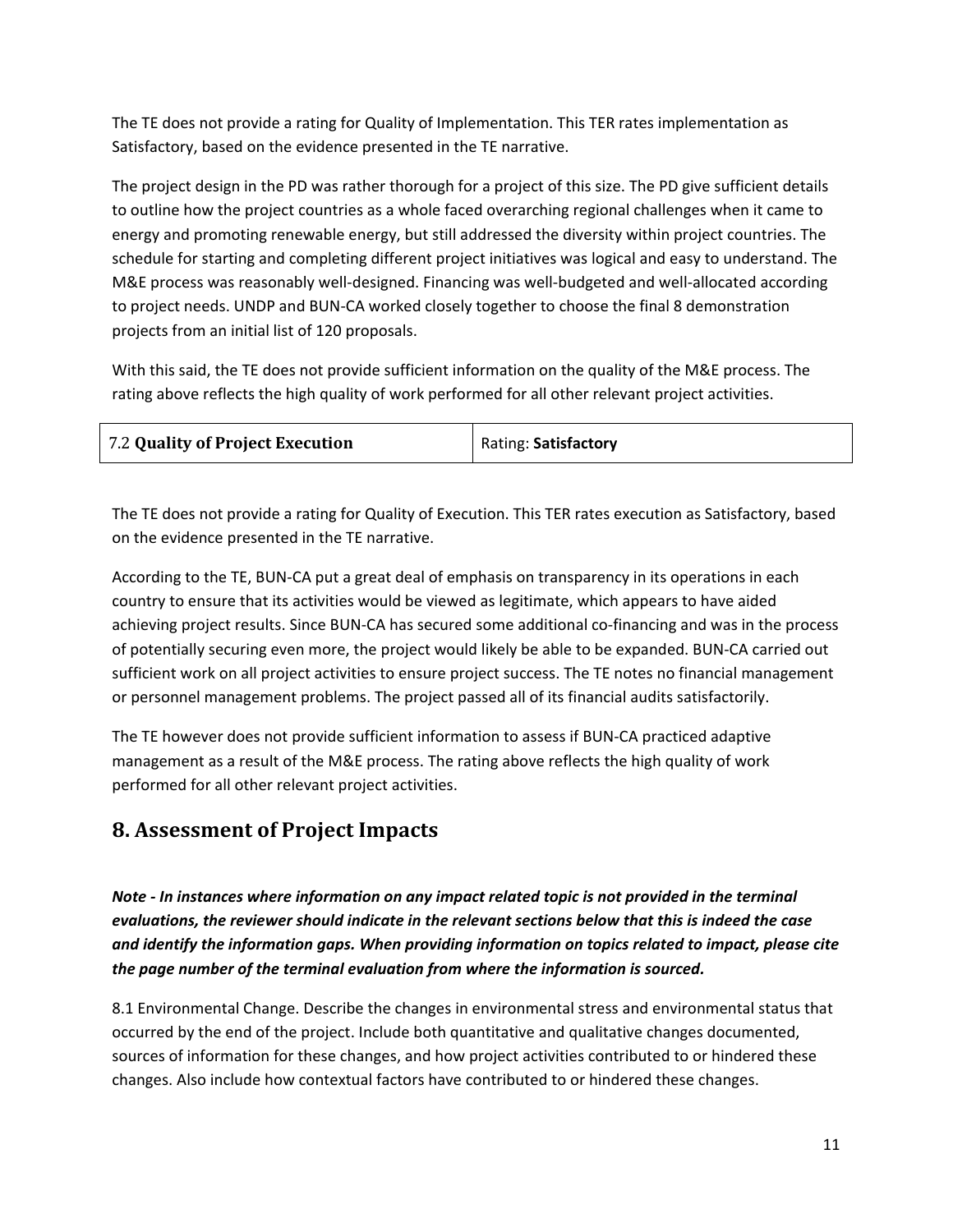The TE does not provide a rating for Quality of Implementation. This TER rates implementation as Satisfactory, based on the evidence presented in the TE narrative.

The project design in the PD was rather thorough for a project of this size. The PD give sufficient details to outline how the project countries as a whole faced overarching regional challenges when it came to energy and promoting renewable energy, but still addressed the diversity within project countries. The schedule for starting and completing different project initiatives was logical and easy to understand. The M&E process was reasonably well-designed. Financing was well-budgeted and well-allocated according to project needs. UNDP and BUN-CA worked closely together to choose the final 8 demonstration projects from an initial list of 120 proposals.

With this said, the TE does not provide sufficient information on the quality of the M&E process. The rating above reflects the high quality of work performed for all other relevant project activities.

| 7.2 **Quality of Project Execution** | Rating: **Satisfactory** |
|---|---|

The TE does not provide a rating for Quality of Execution. This TER rates execution as Satisfactory, based on the evidence presented in the TE narrative.

According to the TE, BUN-CA put a great deal of emphasis on transparency in its operations in each country to ensure that its activities would be viewed as legitimate, which appears to have aided achieving project results. Since BUN-CA has secured some additional co-financing and was in the process of potentially securing even more, the project would likely be able to be expanded. BUN-CA carried out sufficient work on all project activities to ensure project success. The TE notes no financial management or personnel management problems. The project passed all of its financial audits satisfactorily.

The TE however does not provide sufficient information to assess if BUN-CA practiced adaptive management as a result of the M&E process. The rating above reflects the high quality of work performed for all other relevant project activities.

## 8. Assessment of Project Impacts

***Note - In instances where information on any impact related topic is not provided in the terminal evaluations, the reviewer should indicate in the relevant sections below that this is indeed the case and identify the information gaps. When providing information on topics related to impact, please cite the page number of the terminal evaluation from where the information is sourced.***

8.1 Environmental Change. Describe the changes in environmental stress and environmental status that occurred by the end of the project. Include both quantitative and qualitative changes documented, sources of information for these changes, and how project activities contributed to or hindered these changes. Also include how contextual factors have contributed to or hindered these changes.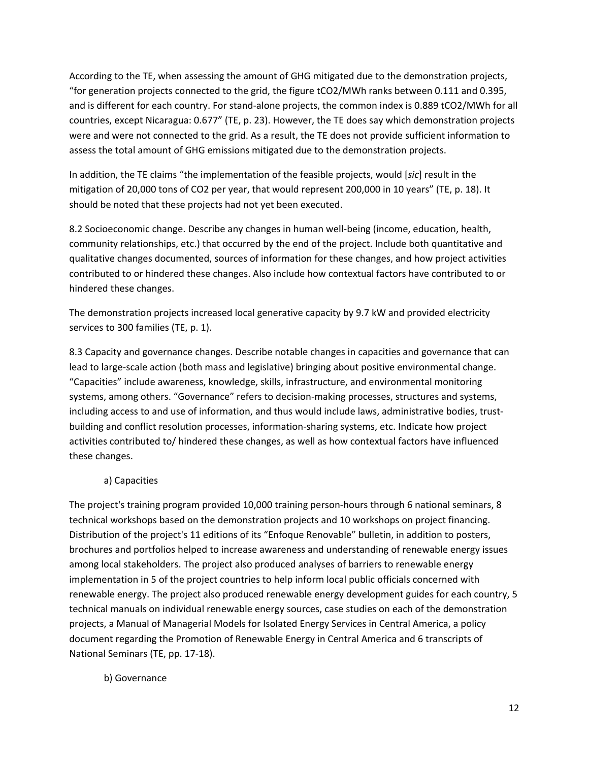According to the TE, when assessing the amount of GHG mitigated due to the demonstration projects, "for generation projects connected to the grid, the figure $tCO_2/MWh$ ranks between 0.111 and 0.395, and is different for each country. For stand-alone projects, the common index is 0.889 $tCO_2/MWh$ for all countries, except Nicaragua: 0.677" (TE, p. 23). However, the TE does say which demonstration projects were and were not connected to the grid. As a result, the TE does not provide sufficient information to assess the total amount of GHG emissions mitigated due to the demonstration projects.

In addition, the TE claims "the implementation of the feasible projects, would [*sic*] result in the mitigation of 20,000 tons of $CO_2$ per year, that would represent 200,000 in 10 years" (TE, p. 18). It should be noted that these projects had not yet been executed.

8.2 Socioeconomic change. Describe any changes in human well-being (income, education, health, community relationships, etc.) that occurred by the end of the project. Include both quantitative and qualitative changes documented, sources of information for these changes, and how project activities contributed to or hindered these changes. Also include how contextual factors have contributed to or hindered these changes.

The demonstration projects increased local generative capacity by 9.7 kW and provided electricity services to 300 families (TE, p. 1).

8.3 Capacity and governance changes. Describe notable changes in capacities and governance that can lead to large-scale action (both mass and legislative) bringing about positive environmental change. "Capacities" include awareness, knowledge, skills, infrastructure, and environmental monitoring systems, among others. "Governance" refers to decision-making processes, structures and systems, including access to and use of information, and thus would include laws, administrative bodies, trust-building and conflict resolution processes, information-sharing systems, etc. Indicate how project activities contributed to/ hindered these changes, as well as how contextual factors have influenced these changes.

a) Capacities

The project's training program provided 10,000 training person-hours through 6 national seminars, 8 technical workshops based on the demonstration projects and 10 workshops on project financing. Distribution of the project's 11 editions of its "Enfoque Renovable" bulletin, in addition to posters, brochures and portfolios helped to increase awareness and understanding of renewable energy issues among local stakeholders. The project also produced analyses of barriers to renewable energy implementation in 5 of the project countries to help inform local public officials concerned with renewable energy. The project also produced renewable energy development guides for each country, 5 technical manuals on individual renewable energy sources, case studies on each of the demonstration projects, a Manual of Managerial Models for Isolated Energy Services in Central America, a policy document regarding the Promotion of Renewable Energy in Central America and 6 transcripts of National Seminars (TE, pp. 17-18).

b) Governance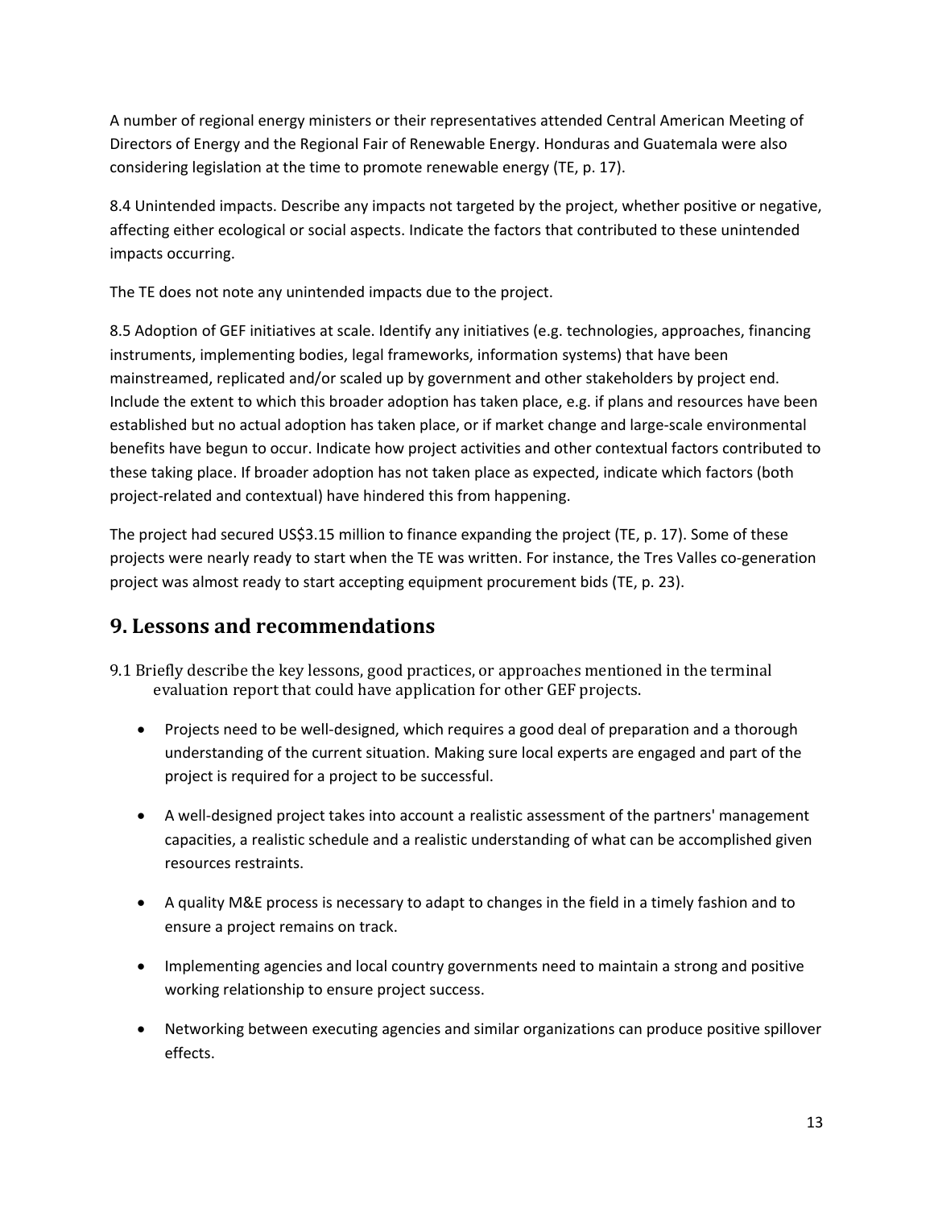A number of regional energy ministers or their representatives attended Central American Meeting of Directors of Energy and the Regional Fair of Renewable Energy. Honduras and Guatemala were also considering legislation at the time to promote renewable energy (TE, p. 17).

8.4 Unintended impacts. Describe any impacts not targeted by the project, whether positive or negative, affecting either ecological or social aspects. Indicate the factors that contributed to these unintended impacts occurring.

The TE does not note any unintended impacts due to the project.

8.5 Adoption of GEF initiatives at scale. Identify any initiatives (e.g. technologies, approaches, financing instruments, implementing bodies, legal frameworks, information systems) that have been mainstreamed, replicated and/or scaled up by government and other stakeholders by project end. Include the extent to which this broader adoption has taken place, e.g. if plans and resources have been established but no actual adoption has taken place, or if market change and large-scale environmental benefits have begun to occur. Indicate how project activities and other contextual factors contributed to these taking place. If broader adoption has not taken place as expected, indicate which factors (both project-related and contextual) have hindered this from happening.

The project had secured US$3.15 million to finance expanding the project (TE, p. 17). Some of these projects were nearly ready to start when the TE was written. For instance, the Tres Valles co-generation project was almost ready to start accepting equipment procurement bids (TE, p. 23).

## 9. Lessons and recommendations

9.1 Briefly describe the key lessons, good practices, or approaches mentioned in the terminal evaluation report that could have application for other GEF projects.

- Projects need to be well-designed, which requires a good deal of preparation and a thorough understanding of the current situation. Making sure local experts are engaged and part of the project is required for a project to be successful.
- A well-designed project takes into account a realistic assessment of the partners' management capacities, a realistic schedule and a realistic understanding of what can be accomplished given resources restraints.
- A quality M&E process is necessary to adapt to changes in the field in a timely fashion and to ensure a project remains on track.
- Implementing agencies and local country governments need to maintain a strong and positive working relationship to ensure project success.
- Networking between executing agencies and similar organizations can produce positive spillover effects.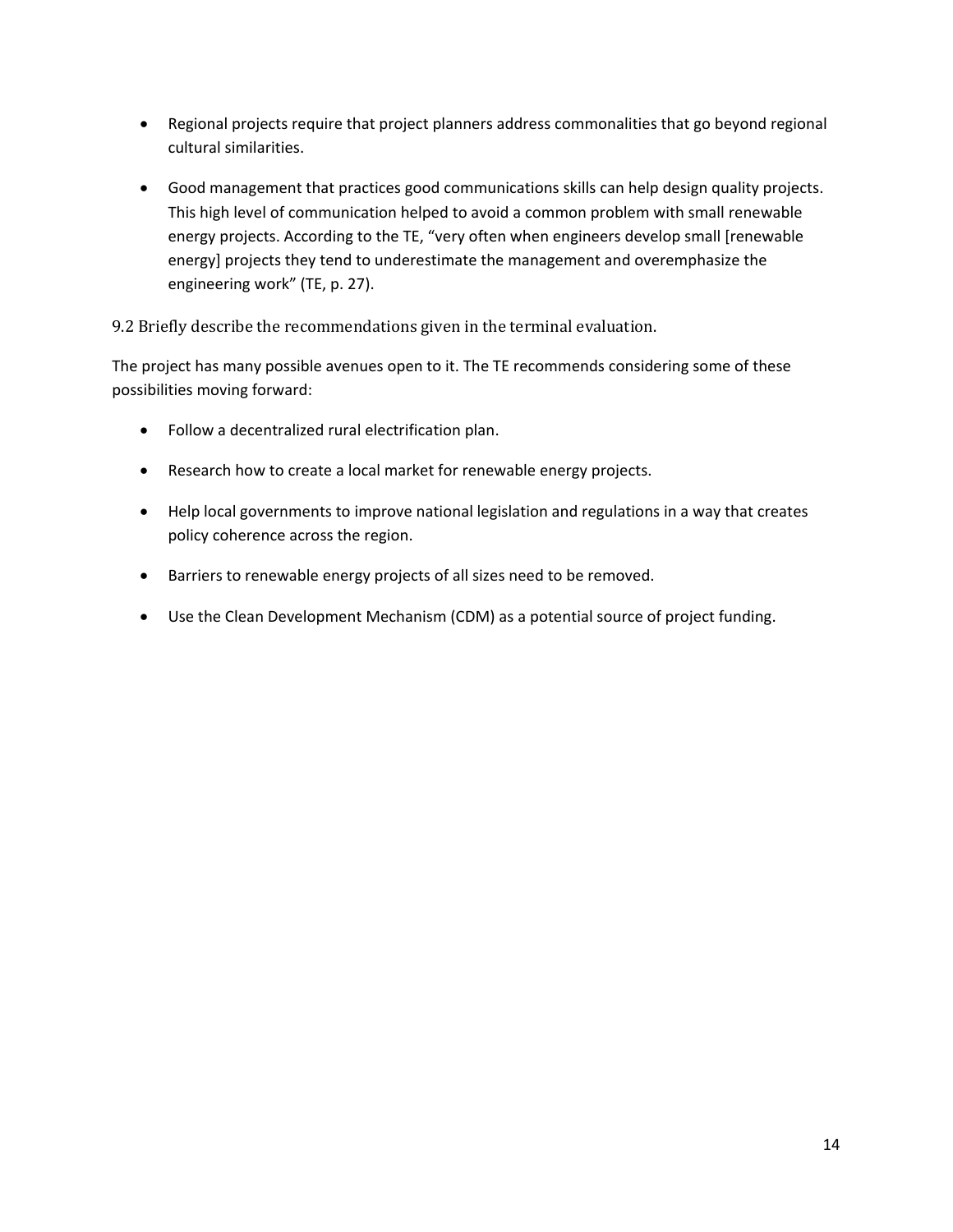- Regional projects require that project planners address commonalities that go beyond regional cultural similarities.
- Good management that practices good communications skills can help design quality projects. This high level of communication helped to avoid a common problem with small renewable energy projects. According to the TE, "very often when engineers develop small [renewable energy] projects they tend to underestimate the management and overemphasize the engineering work" (TE, p. 27).

### 9.2 Briefly describe the recommendations given in the terminal evaluation.

The project has many possible avenues open to it. The TE recommends considering some of these possibilities moving forward:

- Follow a decentralized rural electrification plan.
- Research how to create a local market for renewable energy projects.
- Help local governments to improve national legislation and regulations in a way that creates policy coherence across the region.
- Barriers to renewable energy projects of all sizes need to be removed.
- Use the Clean Development Mechanism (CDM) as a potential source of project funding.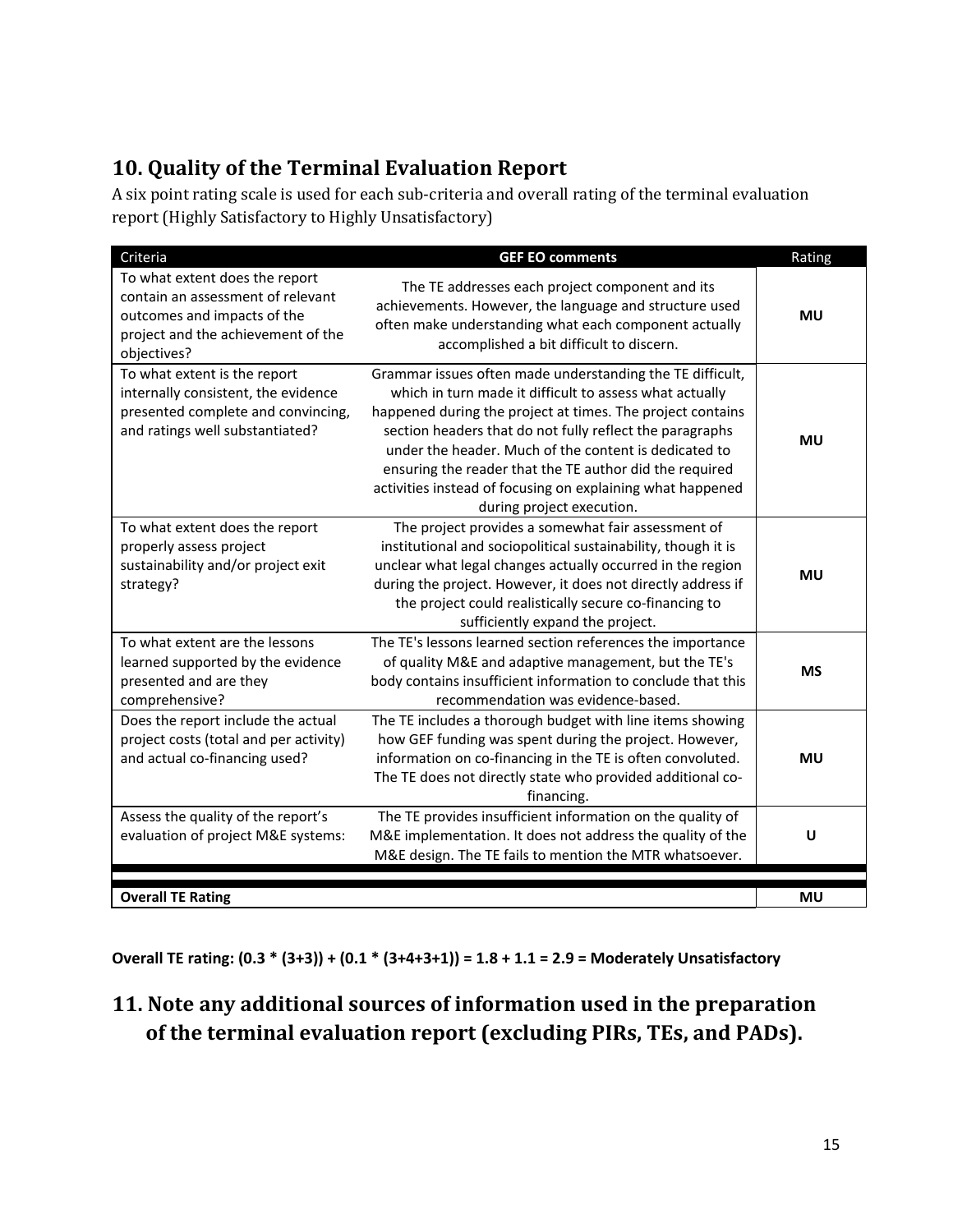## 10. Quality of the Terminal Evaluation Report

A six point rating scale is used for each sub-criteria and overall rating of the terminal evaluation report (Highly Satisfactory to Highly Unsatisfactory)

| Criteria | GEF EO comments | Rating |
|---|---|---|
| To what extent does the report contain an assessment of relevant outcomes and impacts of the project and the achievement of the objectives? | The TE addresses each project component and its achievements. However, the language and structure used often make understanding what each component actually accomplished a bit difficult to discern. | **MU** |
| To what extent is the report internally consistent, the evidence presented complete and convincing, and ratings well substantiated? | Grammar issues often made understanding the TE difficult, which in turn made it difficult to assess what actually happened during the project at times. The project contains section headers that do not fully reflect the paragraphs under the header. Much of the content is dedicated to ensuring the reader that the TE author did the required activities instead of focusing on explaining what happened during project execution. | **MU** |
| To what extent does the report properly assess project sustainability and/or project exit strategy? | The project provides a somewhat fair assessment of institutional and sociopolitical sustainability, though it is unclear what legal changes actually occurred in the region during the project. However, it does not directly address if the project could realistically secure co-financing to sufficiently expand the project. | **MU** |
| To what extent are the lessons learned supported by the evidence presented and are they comprehensive? | The TE's lessons learned section references the importance of quality M&E and adaptive management, but the TE's body contains insufficient information to conclude that this recommendation was evidence-based. | **MS** |
| Does the report include the actual project costs (total and per activity) and actual co-financing used? | The TE includes a thorough budget with line items showing how GEF funding was spent during the project. However, information on co-financing in the TE is often convoluted. The TE does not directly state who provided additional co-financing. | **MU** |
| Assess the quality of the report's evaluation of project M&E systems: | The TE provides insufficient information on the quality of M&E implementation. It does not address the quality of the M&E design. The TE fails to mention the MTR whatsoever. | **U** |
| **Overall TE Rating** | | **MU** |

**Overall TE rating: (0.3 * (3+3)) + (0.1 * (3+4+3+1)) = 1.8 + 1.1 = 2.9 = Moderately Unsatisfactory**

## 11. Note any additional sources of information used in the preparation of the terminal evaluation report (excluding PIRs, TEs, and PADs).